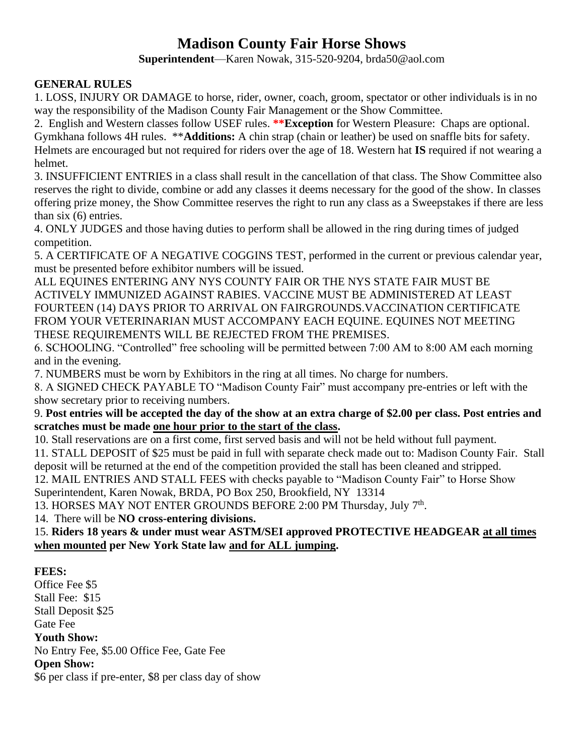# Madison County Fair Horse Shows

**Superintendent**—Karen Nowak, 315-520-9204, brda50@aol.com

**GENERAL RULES**

1. LOSS, INJURY OR DAMAGE to horse, rider, owner, coach, groom, spectator or other individuals is in no way the responsibility of the Madison County Fair Management or the Show Committee.
2. English and Western classes follow USEF rules. ****Exception** for Western Pleasure: Chaps are optional. Gymkhana follows 4H rules. ****Additions:** A chin strap (chain or leather) be used on snaffle bits for safety. Helmets are encouraged but not required for riders over the age of 18. Western hat **IS** required if not wearing a helmet.
3. INSUFFICIENT ENTRIES in a class shall result in the cancellation of that class. The Show Committee also reserves the right to divide, combine or add any classes it deems necessary for the good of the show. In classes offering prize money, the Show Committee reserves the right to run any class as a Sweepstakes if there are less than six (6) entries.
4. ONLY JUDGES and those having duties to perform shall be allowed in the ring during times of judged competition.
5. A CERTIFICATE OF A NEGATIVE COGGINS TEST, performed in the current or previous calendar year, must be presented before exhibitor numbers will be issued.
   ALL EQUINES ENTERING ANY NYS COUNTY FAIR OR THE NYS STATE FAIR MUST BE ACTIVELY IMMUNIZED AGAINST RABIES. VACCINE MUST BE ADMINISTERED AT LEAST FOURTEEN (14) DAYS PRIOR TO ARRIVAL ON FAIRGROUNDS.VACCINATION CERTIFICATE FROM YOUR VETERINARIAN MUST ACCOMPANY EACH EQUINE. EQUINES NOT MEETING THESE REQUIREMENTS WILL BE REJECTED FROM THE PREMISES.
6. SCHOOLING. "Controlled" free schooling will be permitted between 7:00 AM to 8:00 AM each morning and in the evening.
7. NUMBERS must be worn by Exhibitors in the ring at all times. No charge for numbers.
8. A SIGNED CHECK PAYABLE TO "Madison County Fair" must accompany pre-entries or left with the show secretary prior to receiving numbers.
9. **Post entries will be accepted the day of the show at an extra charge of $2.00 per class. Post entries and scratches must be made <u>one hour prior to the start of the class</u>.**
10. Stall reservations are on a first come, first served basis and will not be held without full payment.
11. STALL DEPOSIT of $25 must be paid in full with separate check made out to: Madison County Fair. Stall deposit will be returned at the end of the competition provided the stall has been cleaned and stripped.
12. MAIL ENTRIES AND STALL FEES with checks payable to "Madison County Fair" to Horse Show Superintendent, Karen Nowak, BRDA, PO Box 250, Brookfield, NY 13314
13. HORSES MAY NOT ENTER GROUNDS BEFORE 2:00 PM Thursday, July 7th.
14. There will be **NO cross-entering divisions.**
15. **Riders 18 years & under must wear ASTM/SEI approved PROTECTIVE HEADGEAR <u>at all times when mounted</u> per New York State law <u>and for ALL jumping</u>.**

**FEES:**

Office Fee $5
Stall Fee: $15
Stall Deposit $25
Gate Fee

**Youth Show:**
No Entry Fee, $5.00 Office Fee, Gate Fee

**Open Show:**
$6 per class if pre-enter, $8 per class day of show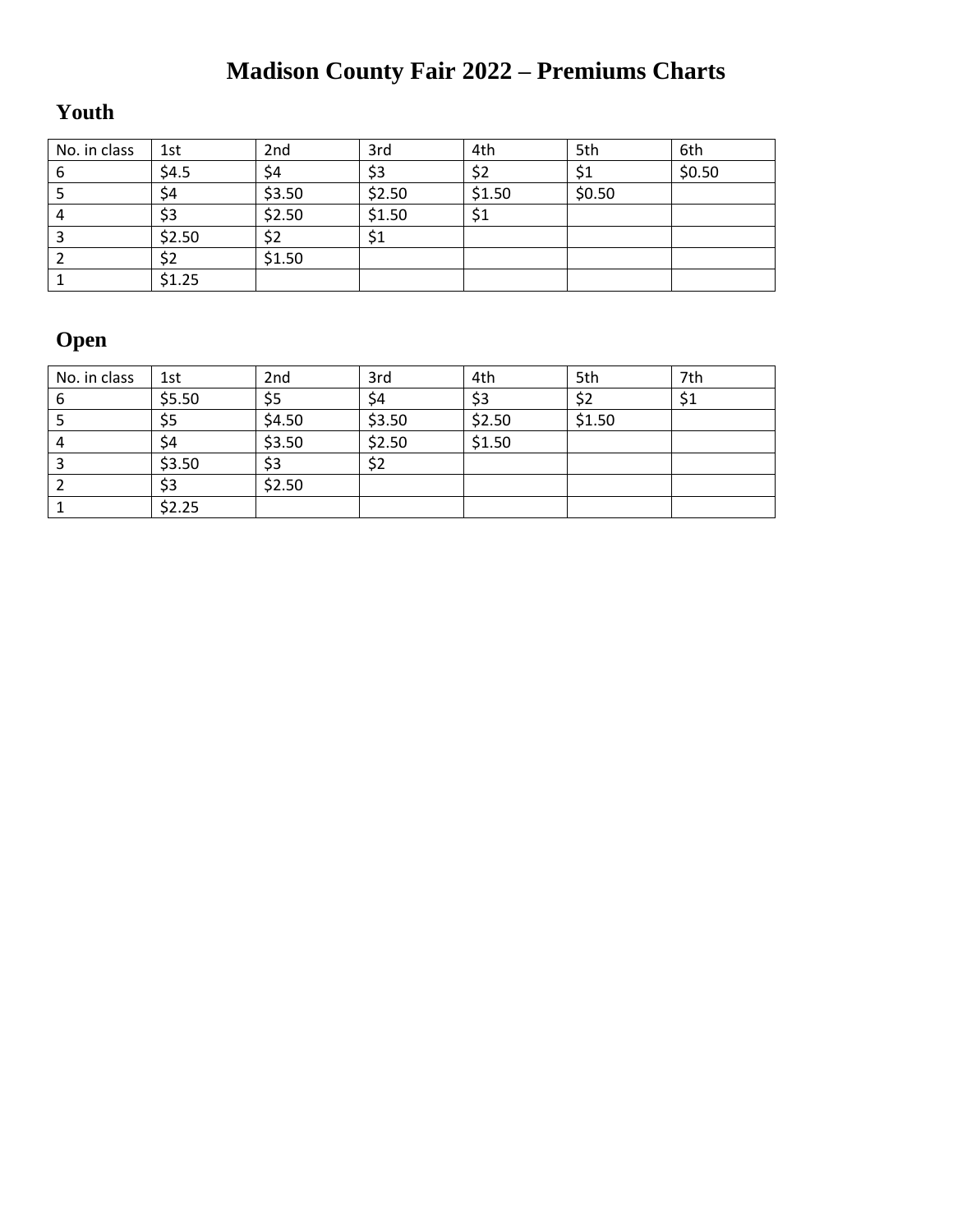# Madison County Fair 2022 – Premiums Charts

## Youth

| No. in class | 1st | 2nd | 3rd | 4th | 5th | 6th |
|---|---|---|---|---|---|---|
| 6 | $4.5 | $4 | $3 | $2 | $1 | $0.50 |
| 5 | $4 | $3.50 | $2.50 | $1.50 | $0.50 | |
| 4 | $3 | $2.50 | $1.50 | $1 | | |
| 3 | $2.50 | $2 | $1 | | | |
| 2 | $2 | $1.50 | | | | |
| 1 | $1.25 | | | | | |

## Open

| No. in class | 1st | 2nd | 3rd | 4th | 5th | 7th |
|---|---|---|---|---|---|---|
| 6 | $5.50 | $5 | $4 | $3 | $2 | $1 |
| 5 | $5 | $4.50 | $3.50 | $2.50 | $1.50 | |
| 4 | $4 | $3.50 | $2.50 | $1.50 | | |
| 3 | $3.50 | $3 | $2 | | | |
| 2 | $3 | $2.50 | | | | |
| 1 | $2.25 | | | | | |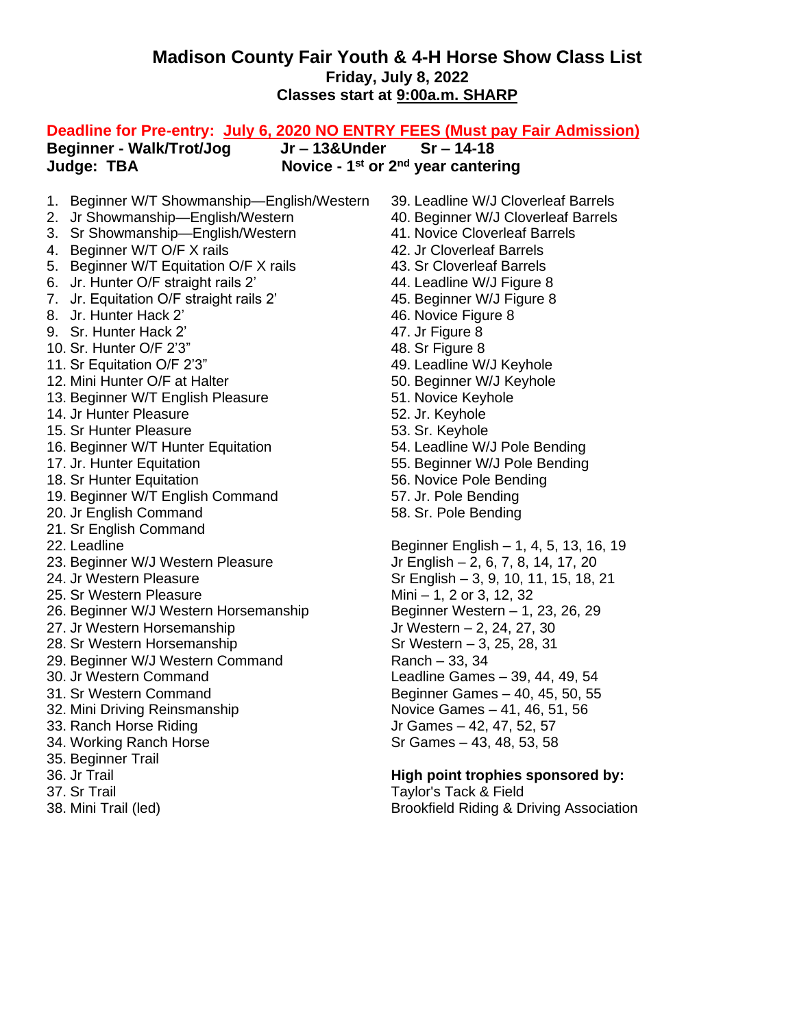# Madison County Fair Youth & 4-H Horse Show Class List

**Friday, July 8, 2022**

**Classes start at 9:00a.m. SHARP**

**Deadline for Pre-entry: July 6, 2020 NO ENTRY FEES (Must pay Fair Admission)**

**Beginner - Walk/Trot/Jog** | **Jr – 13&Under** | **Sr – 14-18**

**Judge: TBA** | **Novice - 1st or 2nd year cantering**

1. Beginner W/T Showmanship—English/Western
2. Jr Showmanship—English/Western
3. Sr Showmanship—English/Western
4. Beginner W/T O/F X rails
5. Beginner W/T Equitation O/F X rails
6. Jr. Hunter O/F straight rails 2'
7. Jr. Equitation O/F straight rails 2'
8. Jr. Hunter Hack 2'
9. Sr. Hunter Hack 2'
10. Sr. Hunter O/F 2'3"
11. Sr Equitation O/F 2'3"
12. Mini Hunter O/F at Halter
13. Beginner W/T English Pleasure
14. Jr Hunter Pleasure
15. Sr Hunter Pleasure
16. Beginner W/T Hunter Equitation
17. Jr. Hunter Equitation
18. Sr Hunter Equitation
19. Beginner W/T English Command
20. Jr English Command
21. Sr English Command
22. Leadline
23. Beginner W/J Western Pleasure
24. Jr Western Pleasure
25. Sr Western Pleasure
26. Beginner W/J Western Horsemanship
27. Jr Western Horsemanship
28. Sr Western Horsemanship
29. Beginner W/J Western Command
30. Jr Western Command
31. Sr Western Command
32. Mini Driving Reinsmanship
33. Ranch Horse Riding
34. Working Ranch Horse
35. Beginner Trail
36. Jr Trail
37. Sr Trail
38. Mini Trail (led)
39. Leadline W/J Cloverleaf Barrels
40. Beginner W/J Cloverleaf Barrels
41. Novice Cloverleaf Barrels
42. Jr Cloverleaf Barrels
43. Sr Cloverleaf Barrels
44. Leadline W/J Figure 8
45. Beginner W/J Figure 8
46. Novice Figure 8
47. Jr Figure 8
48. Sr Figure 8
49. Leadline W/J Keyhole
50. Beginner W/J Keyhole
51. Novice Keyhole
52. Jr. Keyhole
53. Sr. Keyhole
54. Leadline W/J Pole Bending
55. Beginner W/J Pole Bending
56. Novice Pole Bending
57. Jr. Pole Bending
58. Sr. Pole Bending

Beginner English – 1, 4, 5, 13, 16, 19
Jr English – 2, 6, 7, 8, 14, 17, 20
Sr English – 3, 9, 10, 11, 15, 18, 21
Mini – 1, 2 or 3, 12, 32
Beginner Western – 1, 23, 26, 29
Jr Western – 2, 24, 27, 30
Sr Western – 3, 25, 28, 31
Ranch – 33, 34
Leadline Games – 39, 44, 49, 54
Beginner Games – 40, 45, 50, 55
Novice Games – 41, 46, 51, 56
Jr Games – 42, 47, 52, 57
Sr Games – 43, 48, 53, 58

**High point trophies sponsored by:**
Taylor's Tack & Field
Brookfield Riding & Driving Association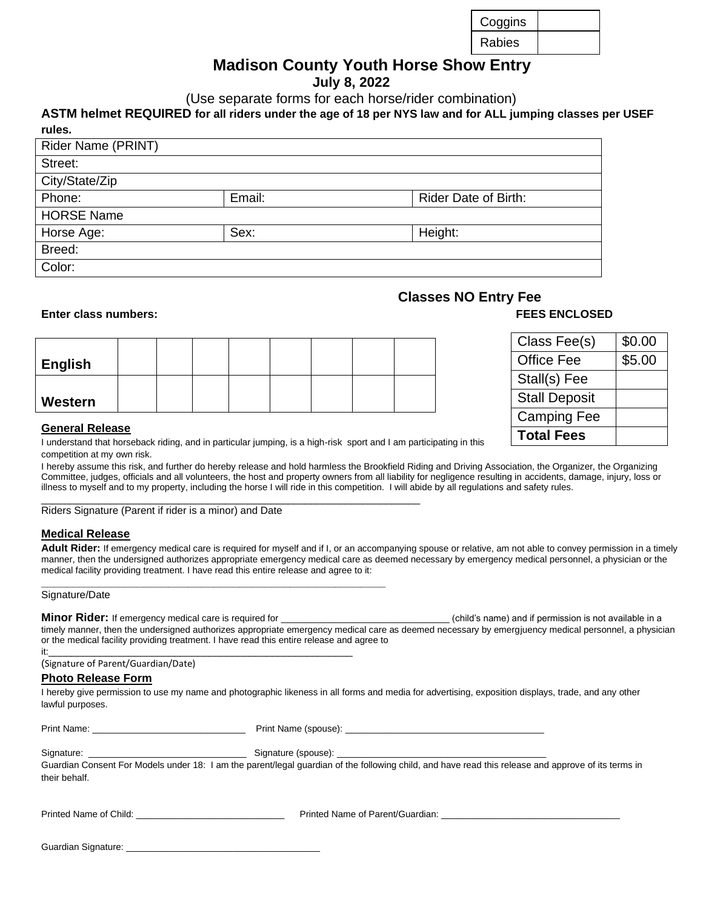| Coggins | |
|---|---|
| Rabies | |

# Madison County Youth Horse Show Entry

**July 8, 2022**

(Use separate forms for each horse/rider combination)

**ASTM helmet REQUIRED for all riders under the age of 18 per NYS law and for ALL jumping classes per USEF rules.**

| Rider Name (PRINT) | | |
|---|---|---|
| Street: | | |
| City/State/Zip | | |
| Phone: | Email: | Rider Date of Birth: |
| HORSE Name | | |
| Horse Age: | Sex: | Height: |
| Breed: | | |
| Color: | | |

## Classes NO Entry Fee

**Enter class numbers:**

| **English** | | | | | | | | |
|---|---|---|---|---|---|---|---|---|
| **Western** | | | | | | | | |

**FEES ENCLOSED**

| Class Fee(s) | $0.00 |
|---|---|
| Office Fee | $5.00 |
| Stall(s) Fee | |
| Stall Deposit | |
| Camping Fee | |
| **Total Fees** | |

### General Release

I understand that horseback riding, and in particular jumping, is a high-risk sport and I am participating in this competition at my own risk.

I hereby assume this risk, and further do hereby release and hold harmless the Brookfield Riding and Driving Association, the Organizer, the Organizing Committee, judges, officials and all volunteers, the host and property owners from all liability for negligence resulting in accidents, damage, injury, loss or illness to myself and to my property, including the horse I will ride in this competition. I will abide by all regulations and safety rules.

\_\_\_\_\_\_\_\_\_\_\_\_\_\_\_\_\_\_\_\_\_\_\_\_\_\_\_\_\_\_\_\_\_\_\_\_\_\_\_\_\_\_\_\_\_\_\_\_\_\_\_\_\_\_\_\_\_\_\_\_\_\_

Riders Signature (Parent if rider is a minor) and Date

### Medical Release

**Adult Rider:** If emergency medical care is required for myself and if I, or an accompanying spouse or relative, am not able to convey permission in a timely manner, then the undersigned authorizes appropriate emergency medical care as deemed necessary by emergency medical personnel, a physician or the medical facility providing treatment. I have read this entire release and agree to it:

\_\_\_\_\_\_\_\_\_\_\_\_\_\_\_\_\_\_\_\_\_\_\_\_\_\_\_\_\_\_\_\_\_\_\_\_\_\_\_\_\_\_\_\_\_\_\_\_\_\_\_\_\_\_\_\_\_\_\_\_\_\_

Signature/Date

**Minor Rider:** If emergency medical care is required for \_\_\_\_\_\_\_\_\_\_\_\_\_\_\_\_\_\_\_\_\_\_\_\_\_\_\_\_\_\_\_\_ (child's name) and if permission is not available in a timely manner, then the undersigned authorizes appropriate emergency medical care as deemed necessary by emergjuency medical personnel, a physician or the medical facility providing treatment. I have read this entire release and agree to it:\_\_\_\_\_\_\_\_\_\_\_\_\_\_\_\_\_\_\_\_\_\_\_\_\_\_\_\_\_\_\_\_\_\_\_\_\_\_\_\_\_\_\_\_\_\_\_\_\_\_\_\_\_\_\_\_\_

(Signature of Parent/Guardian/Date)

### Photo Release Form

I hereby give permission to use my name and photographic likeness in all forms and media for advertising, exposition displays, trade, and any other lawful purposes.

Print Name: \_\_\_\_\_\_\_\_\_\_\_\_\_\_\_\_\_\_\_\_\_\_\_\_\_\_\_\_\_\_ Print Name (spouse): \_\_\_\_\_\_\_\_\_\_\_\_\_\_\_\_\_\_\_\_\_\_\_\_\_\_\_\_\_\_\_\_\_\_\_\_\_\_\_\_

Signature: \_\_\_\_\_\_\_\_\_\_\_\_\_\_\_\_\_\_\_\_\_\_\_\_\_\_\_\_\_\_\_\_ Signature (spouse): \_\_\_\_\_\_\_\_\_\_\_\_\_\_\_\_\_\_\_\_\_\_\_\_\_\_\_\_\_\_\_\_\_\_\_\_\_\_\_\_\_\_

Guardian Consent For Models under 18: I am the parent/legal guardian of the following child, and have read this release and approve of its terms in their behalf.

Printed Name of Child: \_\_\_\_\_\_\_\_\_\_\_\_\_\_\_\_\_\_\_\_\_\_\_\_\_\_\_\_\_ Printed Name of Parent/Guardian: \_\_\_\_\_\_\_\_\_\_\_\_\_\_\_\_\_\_\_\_\_\_\_\_\_\_\_\_\_\_\_\_\_\_\_\_

Guardian Signature: \_\_\_\_\_\_\_\_\_\_\_\_\_\_\_\_\_\_\_\_\_\_\_\_\_\_\_\_\_\_\_\_\_\_\_\_\_\_\_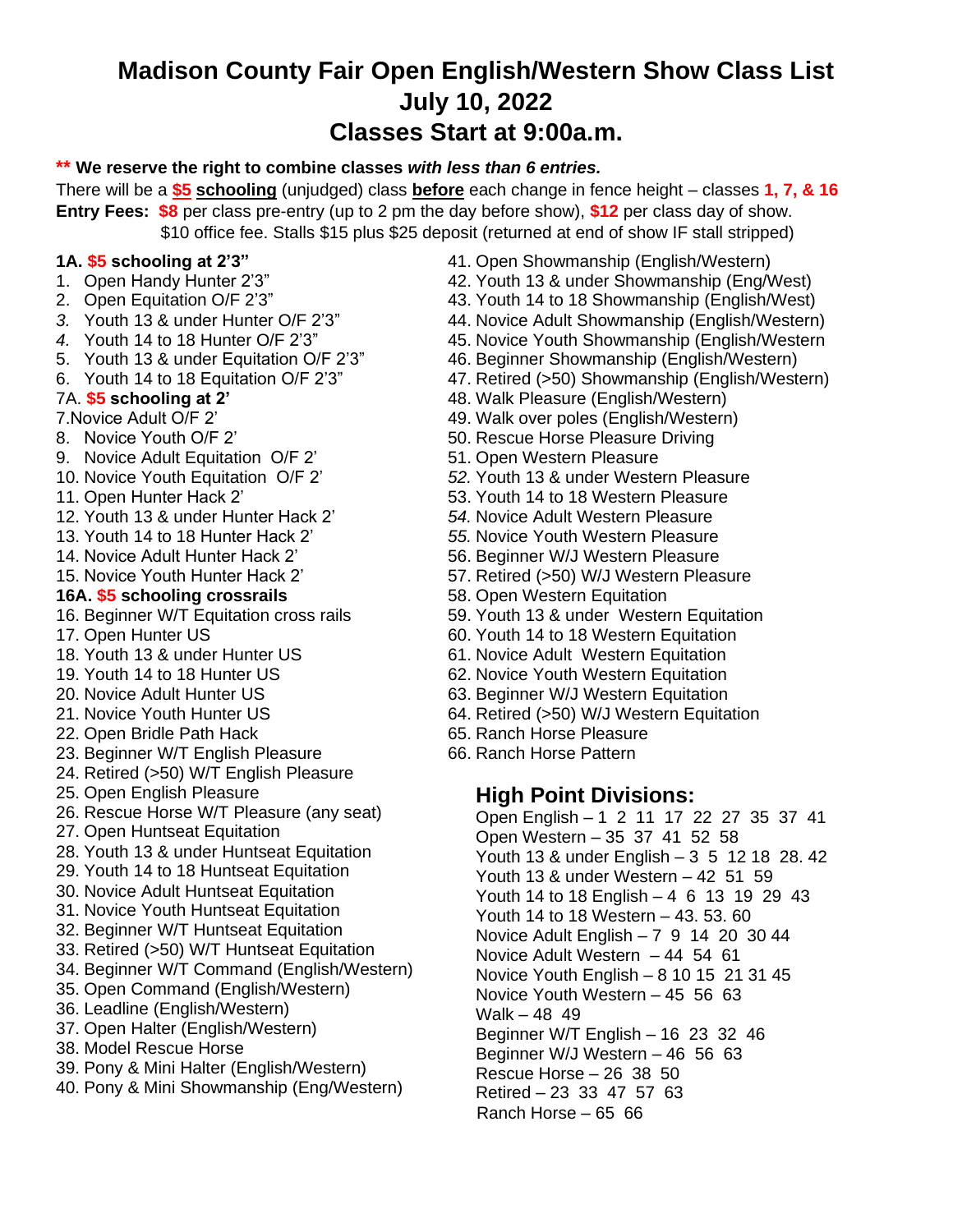# Madison County Fair Open English/Western Show Class List
# July 10, 2022
# Classes Start at 9:00a.m.

**\*\* We reserve the right to combine classes *with less than 6 entries.***

There will be a **$5** **schooling** (unjudged) class **before** each change in fence height – classes **1, 7, & 16**

**Entry Fees:** **$8** per class pre-entry (up to 2 pm the day before show), **$12** per class day of show. $10 office fee. Stalls $15 plus $25 deposit (returned at end of show IF stall stripped)

**1A. $5 schooling at 2'3"**

1. Open Handy Hunter 2'3"
2. Open Equitation O/F 2'3"
3. Youth 13 & under Hunter O/F 2'3"
4. Youth 14 to 18 Hunter O/F 2'3"
5. Youth 13 & under Equitation O/F 2'3"
6. Youth 14 to 18 Equitation O/F 2'3"

7A. **$5 schooling at 2'**

7. Novice Adult O/F 2'
8. Novice Youth O/F 2'
9. Novice Adult Equitation O/F 2'
10. Novice Youth Equitation O/F 2'
11. Open Hunter Hack 2'
12. Youth 13 & under Hunter Hack 2'
13. Youth 14 to 18 Hunter Hack 2'
14. Novice Adult Hunter Hack 2'
15. Novice Youth Hunter Hack 2'

**16A. $5 schooling crossrails**

16. Beginner W/T Equitation cross rails
17. Open Hunter US
18. Youth 13 & under Hunter US
19. Youth 14 to 18 Hunter US
20. Novice Adult Hunter US
21. Novice Youth Hunter US
22. Open Bridle Path Hack
23. Beginner W/T English Pleasure
24. Retired (>50) W/T English Pleasure
25. Open English Pleasure
26. Rescue Horse W/T Pleasure (any seat)
27. Open Huntseat Equitation
28. Youth 13 & under Huntseat Equitation
29. Youth 14 to 18 Huntseat Equitation
30. Novice Adult Huntseat Equitation
31. Novice Youth Huntseat Equitation
32. Beginner W/T Huntseat Equitation
33. Retired (>50) W/T Huntseat Equitation
34. Beginner W/T Command (English/Western)
35. Open Command (English/Western)
36. Leadline (English/Western)
37. Open Halter (English/Western)
38. Model Rescue Horse
39. Pony & Mini Halter (English/Western)
40. Pony & Mini Showmanship (Eng/Western)
41. Open Showmanship (English/Western)
42. Youth 13 & under Showmanship (Eng/West)
43. Youth 14 to 18 Showmanship (English/West)
44. Novice Adult Showmanship (English/Western)
45. Novice Youth Showmanship (English/Western
46. Beginner Showmanship (English/Western)
47. Retired (>50) Showmanship (English/Western)
48. Walk Pleasure (English/Western)
49. Walk over poles (English/Western)
50. Rescue Horse Pleasure Driving
51. Open Western Pleasure
52. Youth 13 & under Western Pleasure
53. Youth 14 to 18 Western Pleasure
54. Novice Adult Western Pleasure
55. Novice Youth Western Pleasure
56. Beginner W/J Western Pleasure
57. Retired (>50) W/J Western Pleasure
58. Open Western Equitation
59. Youth 13 & under Western Equitation
60. Youth 14 to 18 Western Equitation
61. Novice Adult Western Equitation
62. Novice Youth Western Equitation
63. Beginner W/J Western Equitation
64. Retired (>50) W/J Western Equitation
65. Ranch Horse Pleasure
66. Ranch Horse Pattern

## High Point Divisions:

Open English – 1 2 11 17 22 27 35 37 41
Open Western – 35 37 41 52 58
Youth 13 & under English – 3 5 12 18 28. 42
Youth 13 & under Western – 42 51 59
Youth 14 to 18 English – 4 6 13 19 29 43
Youth 14 to 18 Western – 43. 53. 60
Novice Adult English – 7 9 14 20 30 44
Novice Adult Western – 44 54 61
Novice Youth English – 8 10 15 21 31 45
Novice Youth Western – 45 56 63
Walk – 48 49
Beginner W/T English – 16 23 32 46
Beginner W/J Western – 46 56 63
Rescue Horse – 26 38 50
Retired – 23 33 47 57 63
Ranch Horse – 65 66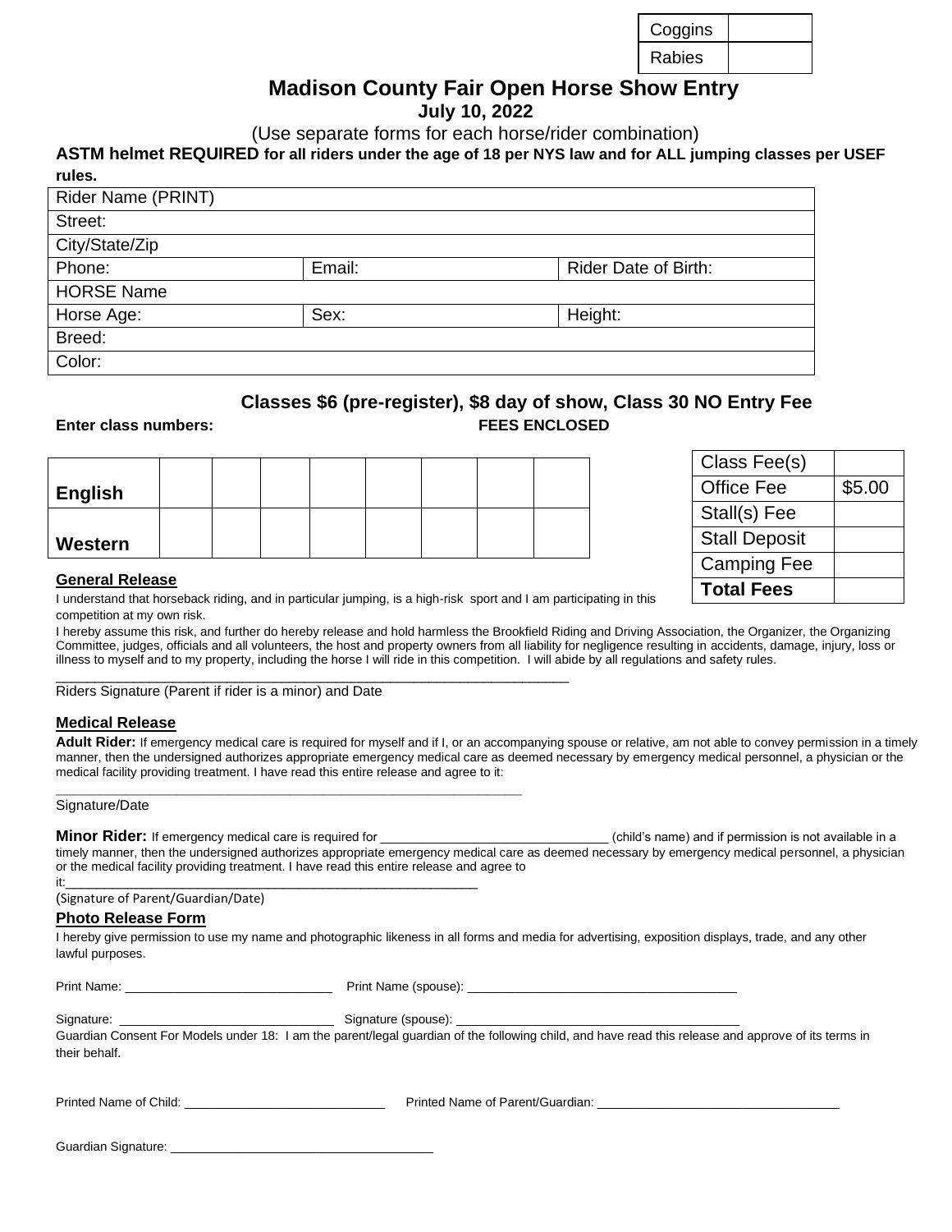| | |
|---|---|
| Coggins | |
| Rabies | |

# Madison County Fair Open Horse Show Entry

**July 10, 2022**

(Use separate forms for each horse/rider combination)

**ASTM helmet REQUIRED for all riders under the age of 18 per NYS law and for ALL jumping classes per USEF rules.**

| | | |
|---|---|---|
| Rider Name (PRINT) | | |
| Street: | | |
| City/State/Zip | | |
| Phone: | Email: | Rider Date of Birth: |
| HORSE Name | | |
| Horse Age: | Sex: | Height: |
| Breed: | | |
| Color: | | |

**Classes $6 (pre-register), $8 day of show, Class 30 NO Entry Fee**

**Enter class numbers:** **FEES ENCLOSED**

| | | | | | | | | |
|---|---|---|---|---|---|---|---|---|
| **English** | | | | | | | | |
| **Western** | | | | | | | | |

| | |
|---|---|
| Class Fee(s) | |
| Office Fee | $5.00 |
| Stall(s) Fee | |
| Stall Deposit | |
| Camping Fee | |
| **Total Fees** | |

## General Release

I understand that horseback riding, and in particular jumping, is a high-risk sport and I am participating in this competition at my own risk.

I hereby assume this risk, and further do hereby release and hold harmless the Brookfield Riding and Driving Association, the Organizer, the Organizing Committee, judges, officials and all volunteers, the host and property owners from all liability for negligence resulting in accidents, damage, injury, loss or illness to myself and to my property, including the horse I will ride in this competition. I will abide by all regulations and safety rules.

_______________________________________________________________________

Riders Signature (Parent if rider is a minor) and Date

## Medical Release

**Adult Rider:** If emergency medical care is required for myself and if I, or an accompanying spouse or relative, am not able to convey permission in a timely manner, then the undersigned authorizes appropriate emergency medical care as deemed necessary by emergency medical personnel, a physician or the medical facility providing treatment. I have read this entire release and agree to it:

_______________________________________________________________

Signature/Date

**Minor Rider:** If emergency medical care is required for ________________________________ (child's name) and if permission is not available in a timely manner, then the undersigned authorizes appropriate emergency medical care as deemed necessary by emergency medical personnel, a physician or the medical facility providing treatment. I have read this entire release and agree to it:_________________________________________________________

(Signature of Parent/Guardian/Date)

## Photo Release Form

I hereby give permission to use my name and photographic likeness in all forms and media for advertising, exposition displays, trade, and any other lawful purposes.

Print Name: ______________________________ Print Name (spouse): ________________________________________

Signature: _______________________________ Signature (spouse): __________________________________________

Guardian Consent For Models under 18: I am the parent/legal guardian of the following child, and have read this release and approve of its terms in their behalf.

Printed Name of Child: ____________________________ Printed Name of Parent/Guardian: ___________________________________

Guardian Signature: ______________________________________